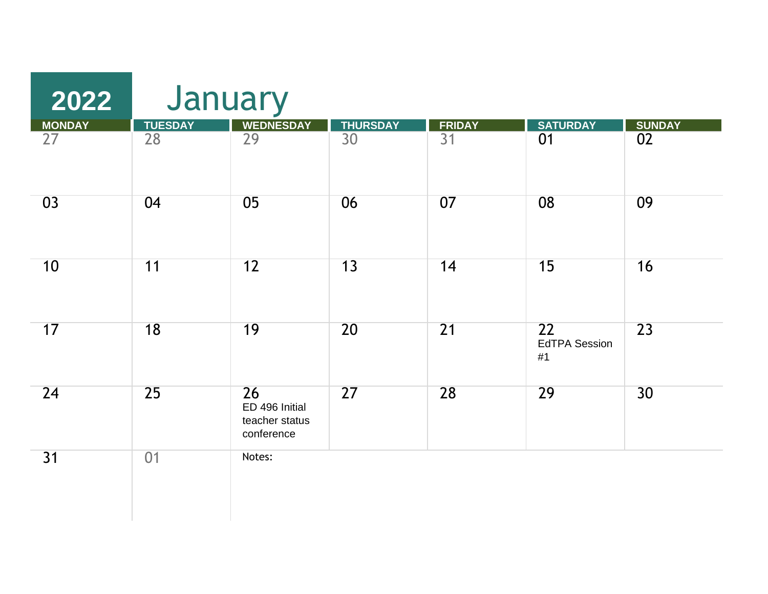# 2022 January

| MONDAY | TUESDAY | WEDNESDAY | THURSDAY | FRIDAY | SATURDAY | SUNDAY |
|---|---|---|---|---|---|---|
| 27 | 28 | 29 | 30 | 31 | 01 | 02 |
| 03 | 04 | 05 | 06 | 07 | 08 | 09 |
| 10 | 11 | 12 | 13 | 14 | 15 | 16 |
| 17 | 18 | 19 | 20 | 21 | 22 EdTPA Session #1 | 23 |
| 24 | 25 | 26 ED 496 Initial teacher status conference | 27 | 28 | 29 | 30 |
| 31 | 01 | Notes: | | | | |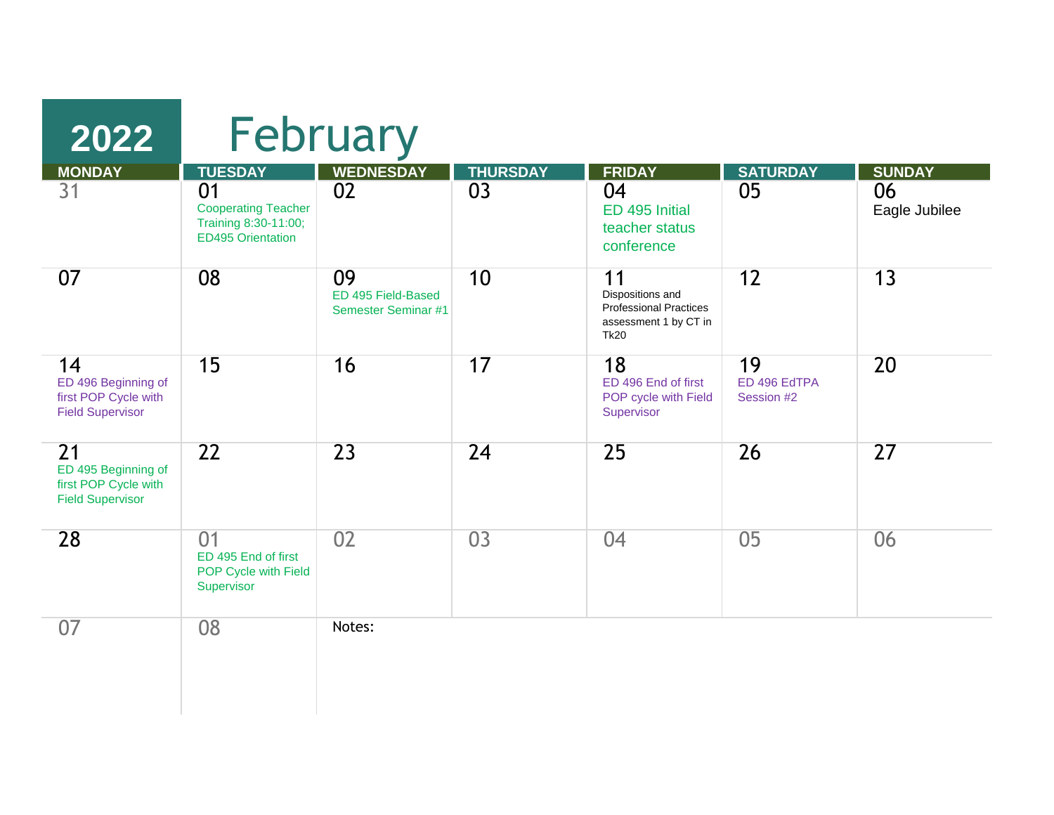# 2022 February

| MONDAY | TUESDAY | WEDNESDAY | THURSDAY | FRIDAY | SATURDAY | SUNDAY |
|---|---|---|---|---|---|---|
| 31 | 01 Cooperating Teacher Training 8:30-11:00; ED495 Orientation | 02 | 03 | 04 ED 495 Initial teacher status conference | 05 | 06 Eagle Jubilee |
| 07 | 08 | 09 ED 495 Field-Based Semester Seminar #1 | 10 | 11 Dispositions and Professional Practices assessment 1 by CT in Tk20 | 12 | 13 |
| 14 ED 496 Beginning of first POP Cycle with Field Supervisor | 15 | 16 | 17 | 18 ED 496 End of first POP cycle with Field Supervisor | 19 ED 496 EdTPA Session #2 | 20 |
| 21 ED 495 Beginning of first POP Cycle with Field Supervisor | 22 | 23 | 24 | 25 | 26 | 27 |
| 28 | 01 ED 495 End of first POP Cycle with Field Supervisor | 02 | 03 | 04 | 05 | 06 |
| 07 | 08 | Notes: | | | | |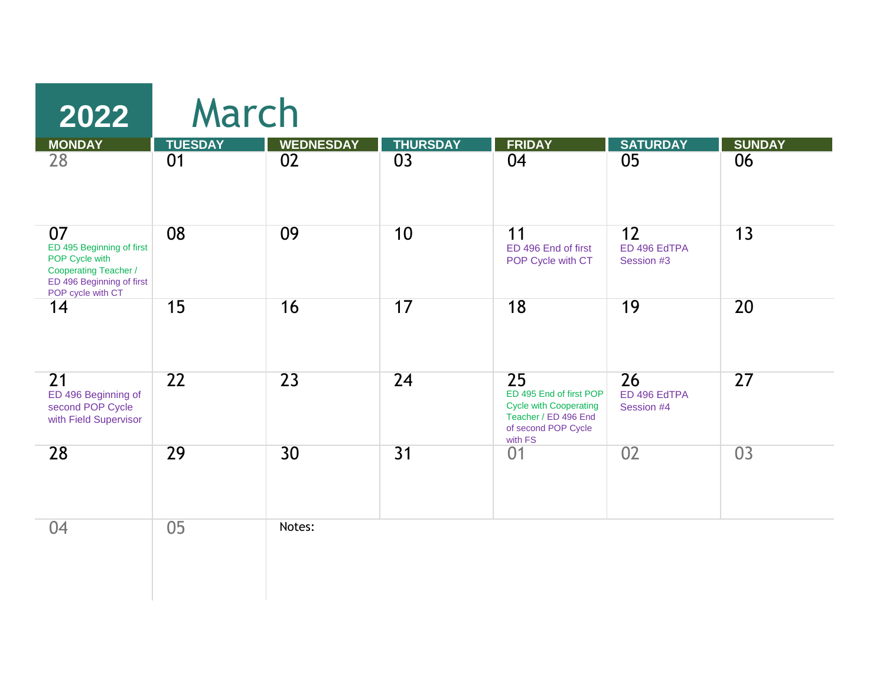# 2022 March

| MONDAY | TUESDAY | WEDNESDAY | THURSDAY | FRIDAY | SATURDAY | SUNDAY |
|---|---|---|---|---|---|---|
| 28 | 01 | 02 | 03 | 04 | 05 | 06 |
| 07 ED 495 Beginning of first POP Cycle with Cooperating Teacher / ED 496 Beginning of first POP cycle with CT | 08 | 09 | 10 | 11 ED 496 End of first POP Cycle with CT | 12 ED 496 EdTPA Session #3 | 13 |
| 14 | 15 | 16 | 17 | 18 | 19 | 20 |
| 21 ED 496 Beginning of second POP Cycle with Field Supervisor | 22 | 23 | 24 | 25 ED 495 End of first POP Cycle with Cooperating Teacher / ED 496 End of second POP Cycle with FS | 26 ED 496 EdTPA Session #4 | 27 |
| 28 | 29 | 30 | 31 | 01 | 02 | 03 |
| 04 | 05 | Notes: | | | | |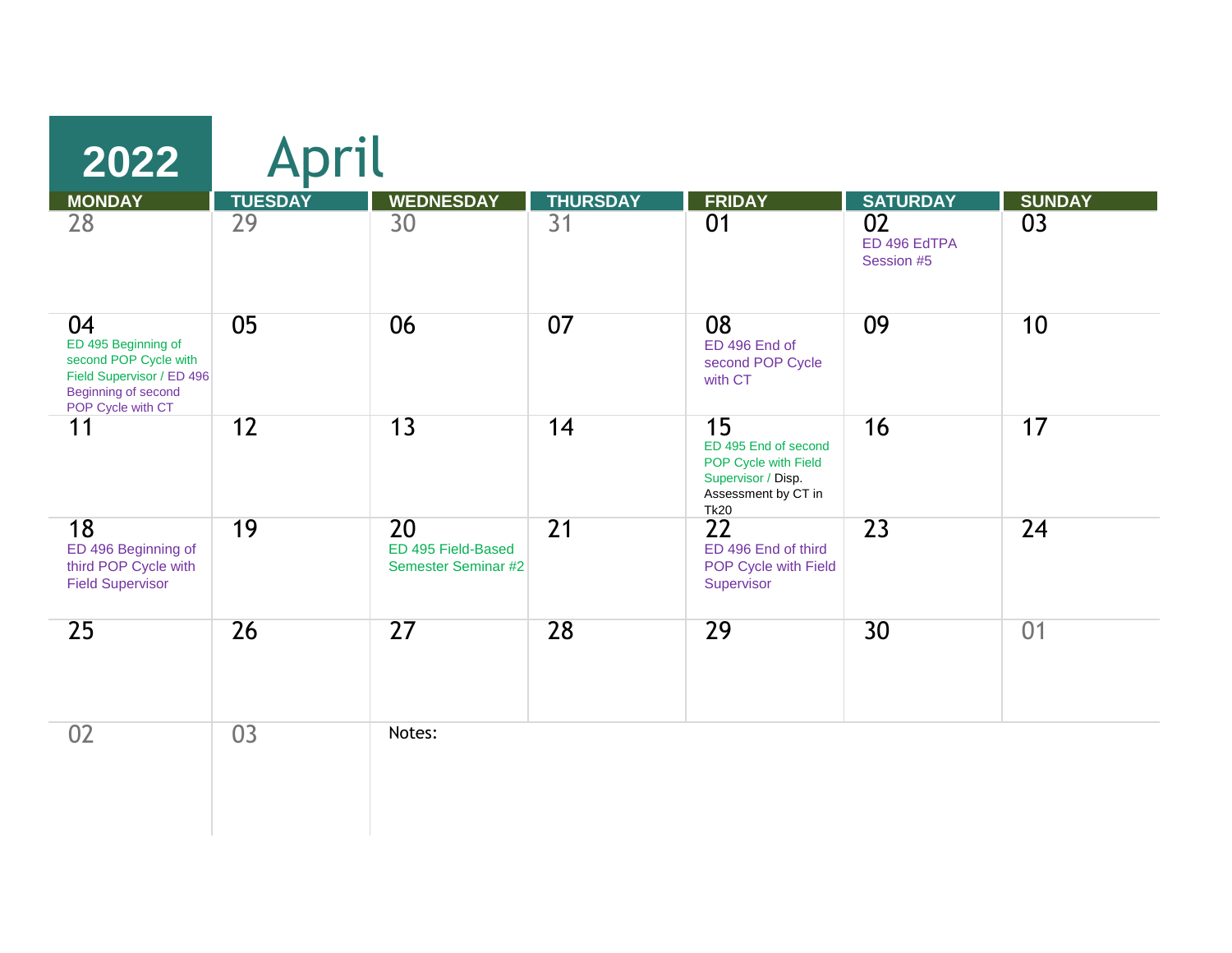# 2022 April

| MONDAY | TUESDAY | WEDNESDAY | THURSDAY | FRIDAY | SATURDAY | SUNDAY |
|---|---|---|---|---|---|---|
| 28 | 29 | 30 | 31 | 01 | 02 ED 496 EdTPA Session #5 | 03 |
| 04 ED 495 Beginning of second POP Cycle with Field Supervisor / ED 496 Beginning of second POP Cycle with CT | 05 | 06 | 07 | 08 ED 496 End of second POP Cycle with CT | 09 | 10 |
| 11 | 12 | 13 | 14 | 15 ED 495 End of second POP Cycle with Field Supervisor / Disp. Assessment by CT in Tk20 | 16 | 17 |
| 18 ED 496 Beginning of third POP Cycle with Field Supervisor | 19 | 20 ED 495 Field-Based Semester Seminar #2 | 21 | 22 ED 496 End of third POP Cycle with Field Supervisor | 23 | 24 |
| 25 | 26 | 27 | 28 | 29 | 30 | 01 |
| 02 | 03 | Notes: | | | | |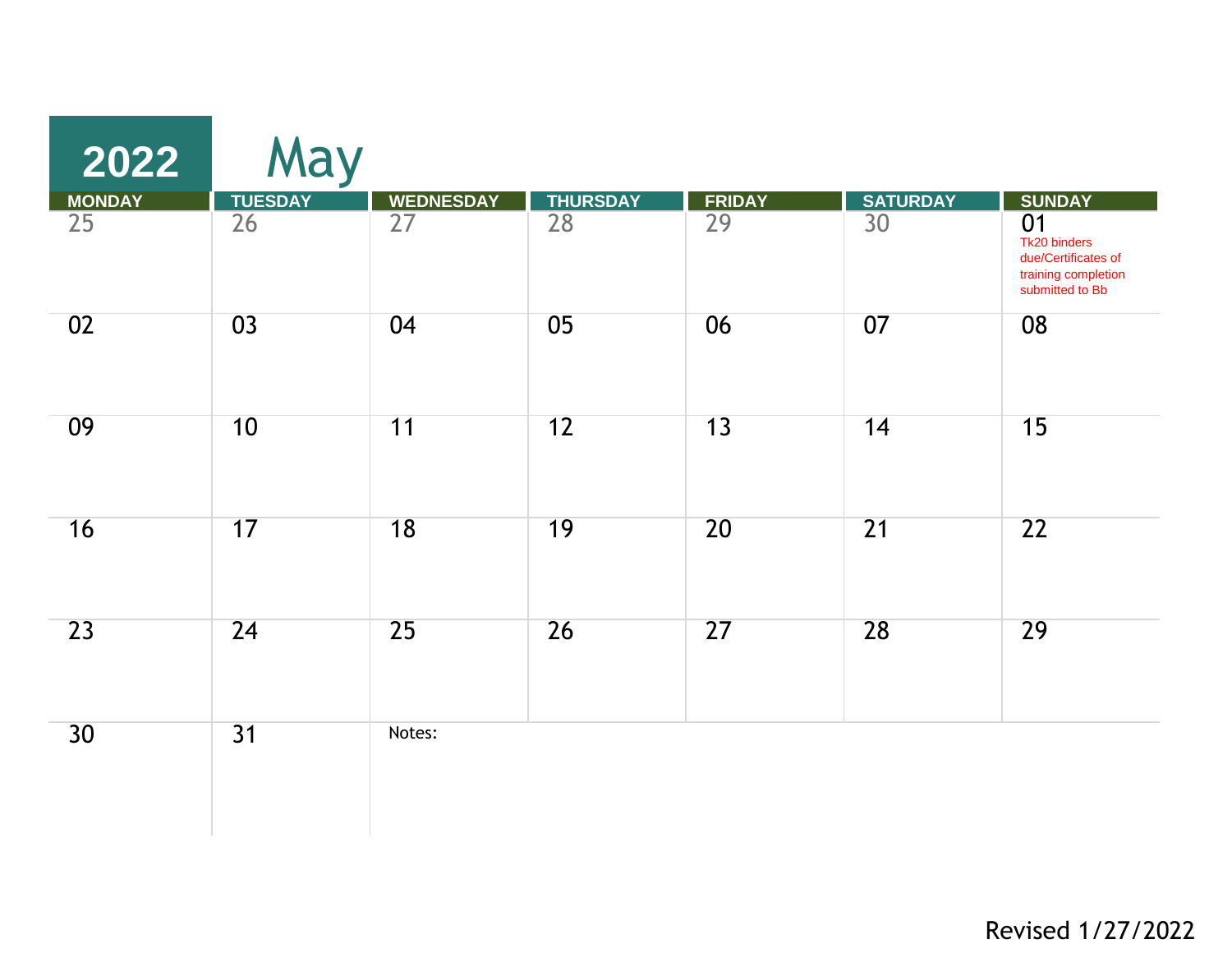# 2022 May

| MONDAY | TUESDAY | WEDNESDAY | THURSDAY | FRIDAY | SATURDAY | SUNDAY |
| --- | --- | --- | --- | --- | --- | --- |
| 25 | 26 | 27 | 28 | 29 | 30 | 01 Tk20 binders due/Certificates of training completion submitted to Bb |
| 02 | 03 | 04 | 05 | 06 | 07 | 08 |
| 09 | 10 | 11 | 12 | 13 | 14 | 15 |
| 16 | 17 | 18 | 19 | 20 | 21 | 22 |
| 23 | 24 | 25 | 26 | 27 | 28 | 29 |
| 30 | 31 | Notes: | | | | |

Revised 1/27/2022